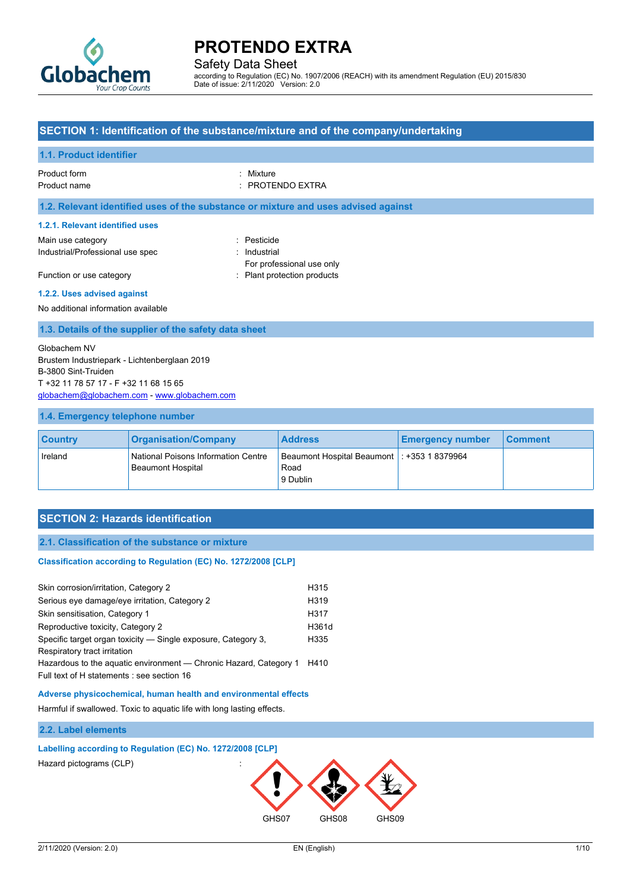# PROTENDO EXTRA

Safety Data Sheet

according to Regulation (EC) No. 1907/2006 (REACH) with its amendment Regulation (EU) 2015/830

Date of issue: 2/11/2020 Version: 2.0

## SECTION 1: Identification of the substance/mixture and of the company/undertaking

### 1.1. Product identifier

Product form : Mixture

Product name : PROTENDO EXTRA

### 1.2. Relevant identified uses of the substance or mixture and uses advised against

#### 1.2.1. Relevant identified uses

Main use category : Pesticide

Industrial/Professional use spec : Industrial
For professional use only

Function or use category : Plant protection products

#### 1.2.2. Uses advised against

No additional information available

### 1.3. Details of the supplier of the safety data sheet

Globachem NV
Brustem Industriepark - Lichtenberglaan 2019
B-3800 Sint-Truiden
T +32 11 78 57 17 - F +32 11 68 15 65
globachem@globachem.com - www.globachem.com

### 1.4. Emergency telephone number

| Country | Organisation/Company | Address | Emergency number | Comment |
|---|---|---|---|---|
| Ireland | National Poisons Information Centre Beaumont Hospital | Beaumont Hospital Beaumont Road 9 Dublin | : +353 1 8379964 | |

## SECTION 2: Hazards identification

### 2.1. Classification of the substance or mixture

#### Classification according to Regulation (EC) No. 1272/2008 [CLP]

| | |
|---|---|
| Skin corrosion/irritation, Category 2 | H315 |
| Serious eye damage/eye irritation, Category 2 | H319 |
| Skin sensitisation, Category 1 | H317 |
| Reproductive toxicity, Category 2 | H361d |
| Specific target organ toxicity — Single exposure, Category 3, Respiratory tract irritation | H335 |
| Hazardous to the aquatic environment — Chronic Hazard, Category 1 | H410 |

Full text of H statements : see section 16

#### Adverse physicochemical, human health and environmental effects

Harmful if swallowed. Toxic to aquatic life with long lasting effects.

### 2.2. Label elements

#### Labelling according to Regulation (EC) No. 1272/2008 [CLP]

Hazard pictograms (CLP) :

GHS07 GHS08 GHS09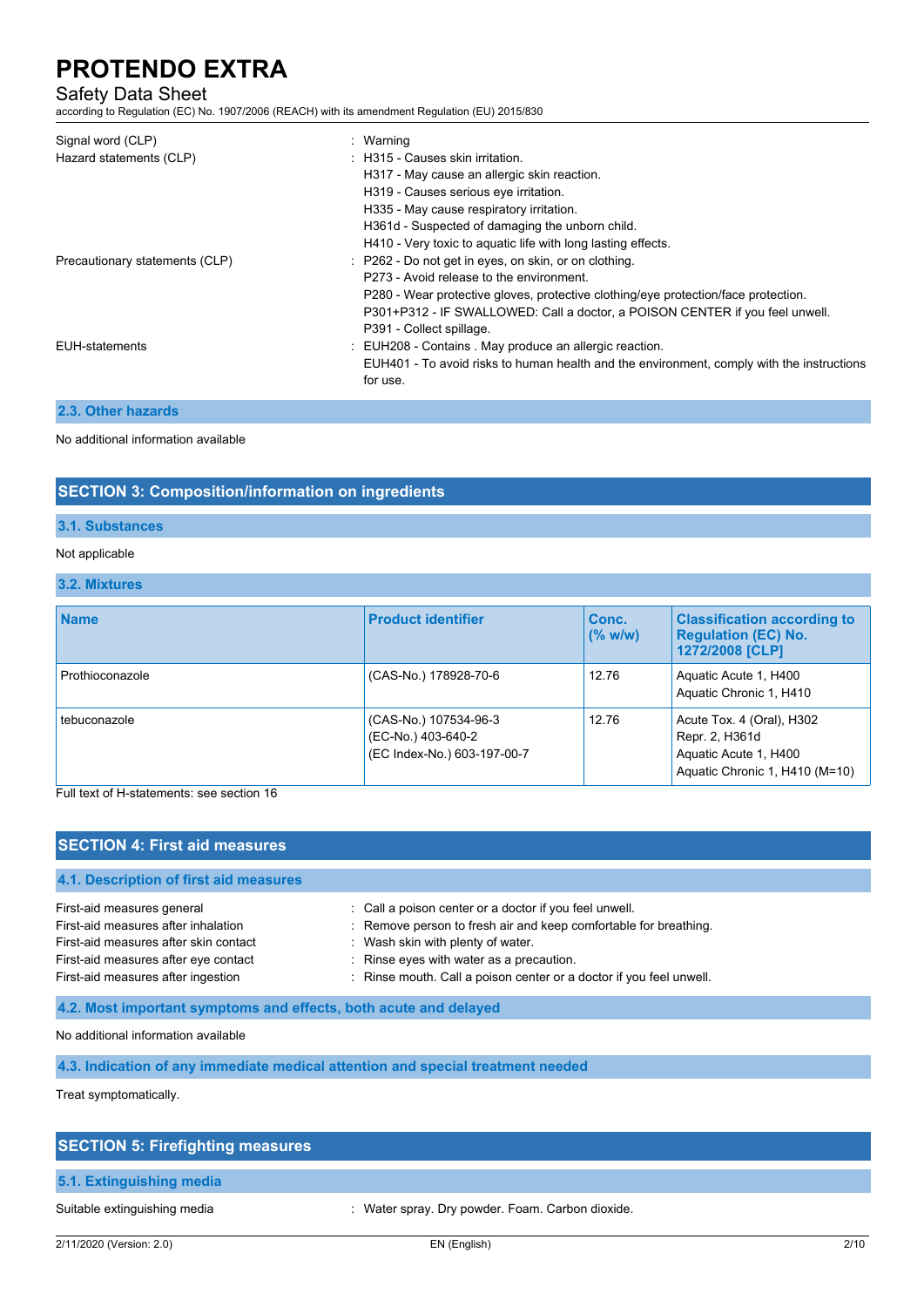| | |
|---|---|
| Signal word (CLP) | : Warning |
| Hazard statements (CLP) | : H315 - Causes skin irritation.<br>H317 - May cause an allergic skin reaction.<br>H319 - Causes serious eye irritation.<br>H335 - May cause respiratory irritation.<br>H361d - Suspected of damaging the unborn child.<br>H410 - Very toxic to aquatic life with long lasting effects. |
| Precautionary statements (CLP) | : P262 - Do not get in eyes, on skin, or on clothing.<br>P273 - Avoid release to the environment.<br>P280 - Wear protective gloves, protective clothing/eye protection/face protection.<br>P301+P312 - IF SWALLOWED: Call a doctor, a POISON CENTER if you feel unwell.<br>P391 - Collect spillage. |
| EUH-statements | : EUH208 - Contains . May produce an allergic reaction.<br>EUH401 - To avoid risks to human health and the environment, comply with the instructions for use. |

### 2.3. Other hazards

No additional information available

## SECTION 3: Composition/information on ingredients

### 3.1. Substances

Not applicable

### 3.2. Mixtures

| Name | Product identifier | Conc. (% w/w) | Classification according to Regulation (EC) No. 1272/2008 [CLP] |
|---|---|---|---|
| Prothioconazole | (CAS-No.) 178928-70-6 | 12.76 | Aquatic Acute 1, H400<br>Aquatic Chronic 1, H410 |
| tebuconazole | (CAS-No.) 107534-96-3<br>(EC-No.) 403-640-2<br>(EC Index-No.) 603-197-00-7 | 12.76 | Acute Tox. 4 (Oral), H302<br>Repr. 2, H361d<br>Aquatic Acute 1, H400<br>Aquatic Chronic 1, H410 (M=10) |

Full text of H-statements: see section 16

## SECTION 4: First aid measures

### 4.1. Description of first aid measures

| | |
|---|---|
| First-aid measures general | : Call a poison center or a doctor if you feel unwell. |
| First-aid measures after inhalation | : Remove person to fresh air and keep comfortable for breathing. |
| First-aid measures after skin contact | : Wash skin with plenty of water. |
| First-aid measures after eye contact | : Rinse eyes with water as a precaution. |
| First-aid measures after ingestion | : Rinse mouth. Call a poison center or a doctor if you feel unwell. |

### 4.2. Most important symptoms and effects, both acute and delayed

No additional information available

### 4.3. Indication of any immediate medical attention and special treatment needed

Treat symptomatically.

## SECTION 5: Firefighting measures

### 5.1. Extinguishing media

| | |
|---|---|
| Suitable extinguishing media | : Water spray. Dry powder. Foam. Carbon dioxide. |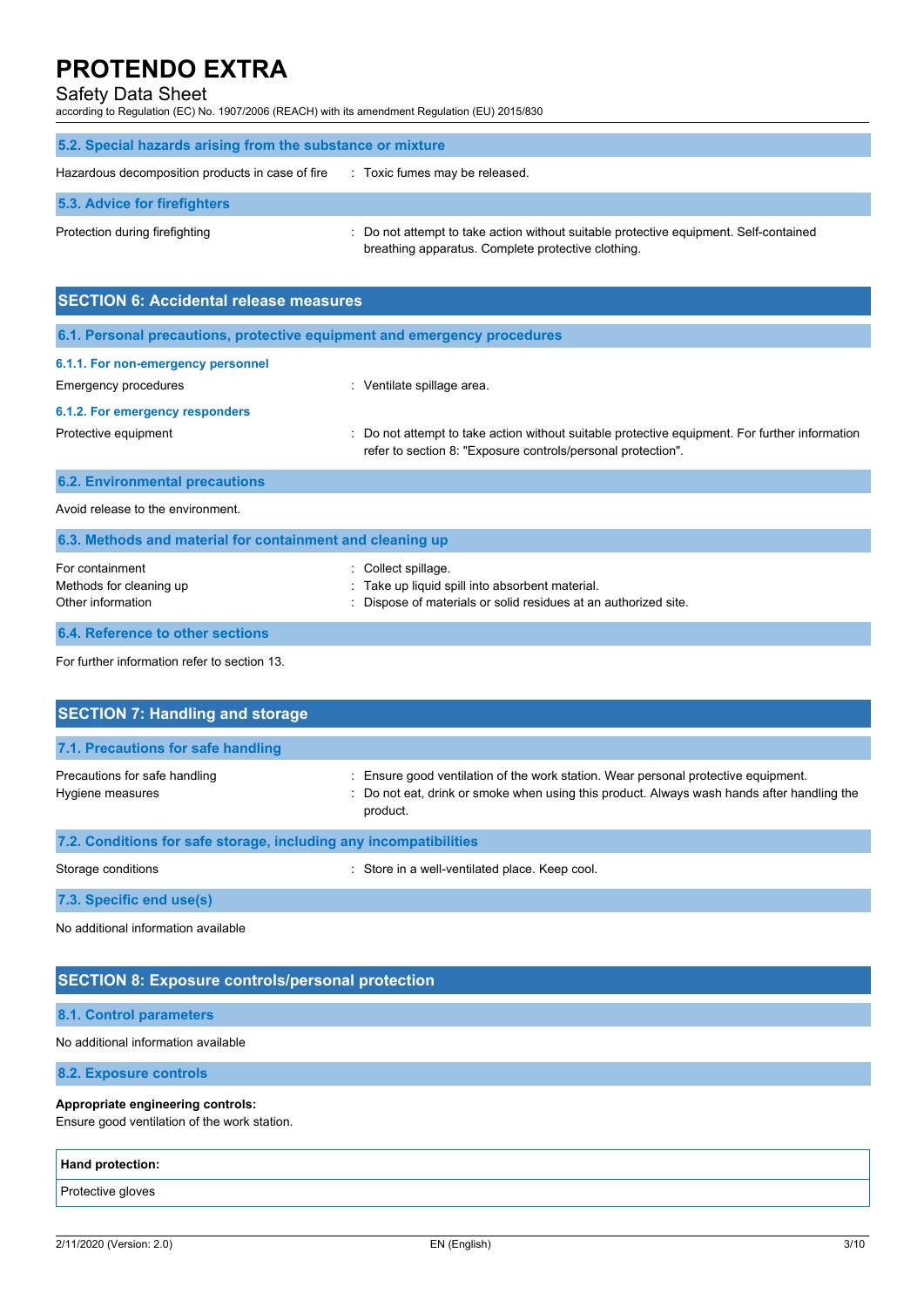### 5.2. Special hazards arising from the substance or mixture

Hazardous decomposition products in case of fire : Toxic fumes may be released.

### 5.3. Advice for firefighters

Protection during firefighting : Do not attempt to take action without suitable protective equipment. Self-contained breathing apparatus. Complete protective clothing.

## SECTION 6: Accidental release measures

### 6.1. Personal precautions, protective equipment and emergency procedures

#### 6.1.1. For non-emergency personnel

Emergency procedures : Ventilate spillage area.

#### 6.1.2. For emergency responders

Protective equipment : Do not attempt to take action without suitable protective equipment. For further information refer to section 8: "Exposure controls/personal protection".

### 6.2. Environmental precautions

Avoid release to the environment.

### 6.3. Methods and material for containment and cleaning up

For containment : Collect spillage.

Methods for cleaning up : Take up liquid spill into absorbent material.

Other information : Dispose of materials or solid residues at an authorized site.

### 6.4. Reference to other sections

For further information refer to section 13.

## SECTION 7: Handling and storage

### 7.1. Precautions for safe handling

Precautions for safe handling : Ensure good ventilation of the work station. Wear personal protective equipment.

Hygiene measures : Do not eat, drink or smoke when using this product. Always wash hands after handling the product.

### 7.2. Conditions for safe storage, including any incompatibilities

Storage conditions : Store in a well-ventilated place. Keep cool.

### 7.3. Specific end use(s)

No additional information available

## SECTION 8: Exposure controls/personal protection

### 8.1. Control parameters

No additional information available

### 8.2. Exposure controls

**Appropriate engineering controls:**

Ensure good ventilation of the work station.

| **Hand protection:** |
|---|
| Protective gloves |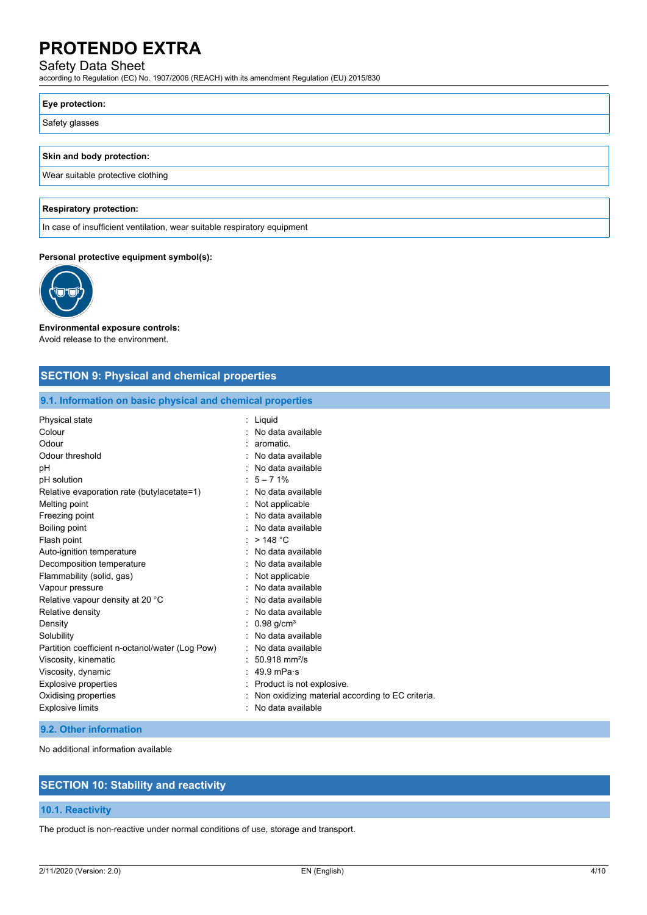**Eye protection:**

Safety glasses

**Skin and body protection:**

Wear suitable protective clothing

**Respiratory protection:**

In case of insufficient ventilation, wear suitable respiratory equipment

**Personal protective equipment symbol(s):**

**Environmental exposure controls:**
Avoid release to the environment.

## SECTION 9: Physical and chemical properties

### 9.1. Information on basic physical and chemical properties

| | |
|---|---|
| Physical state | : Liquid |
| Colour | : No data available |
| Odour | : aromatic. |
| Odour threshold | : No data available |
| pH | : No data available |
| pH solution | : 5 – 7 1% |
| Relative evaporation rate (butylacetate=1) | : No data available |
| Melting point | : Not applicable |
| Freezing point | : No data available |
| Boiling point | : No data available |
| Flash point | : > 148 °C |
| Auto-ignition temperature | : No data available |
| Decomposition temperature | : No data available |
| Flammability (solid, gas) | : Not applicable |
| Vapour pressure | : No data available |
| Relative vapour density at 20 °C | : No data available |
| Relative density | : No data available |
| Density | : 0.98 g/cm³ |
| Solubility | : No data available |
| Partition coefficient n-octanol/water (Log Pow) | : No data available |
| Viscosity, kinematic | : 50.918 mm²/s |
| Viscosity, dynamic | : 49.9 mPa·s |
| Explosive properties | : Product is not explosive. |
| Oxidising properties | : Non oxidizing material according to EC criteria. |
| Explosive limits | : No data available |

### 9.2. Other information

No additional information available

## SECTION 10: Stability and reactivity

### 10.1. Reactivity

The product is non-reactive under normal conditions of use, storage and transport.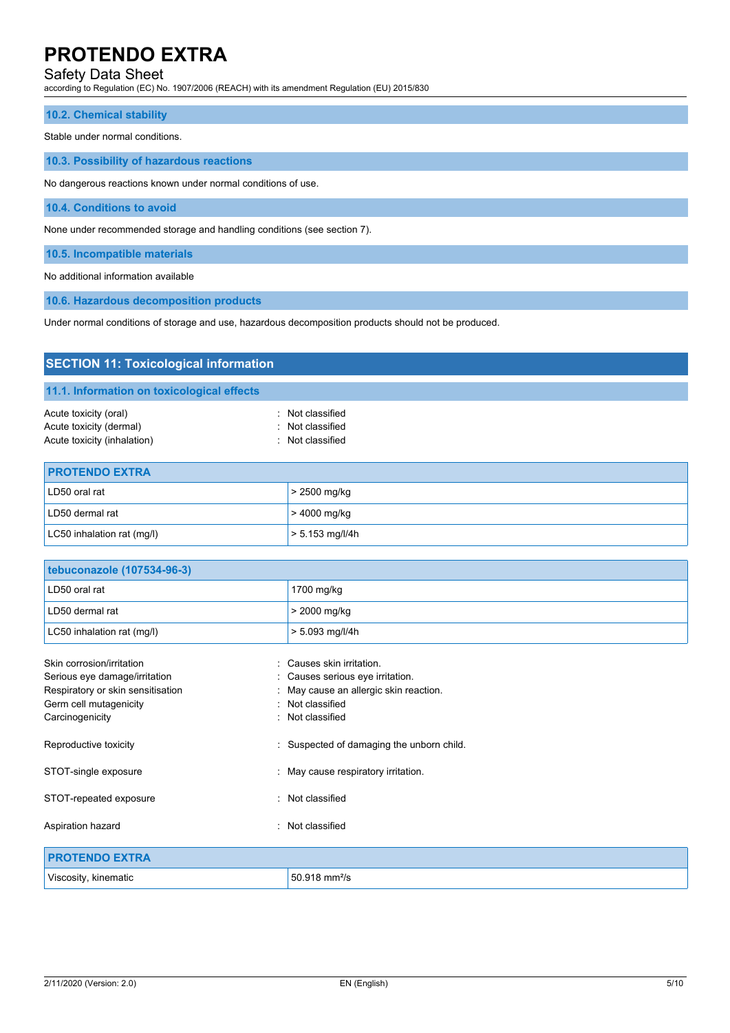### 10.2. Chemical stability

Stable under normal conditions.

### 10.3. Possibility of hazardous reactions

No dangerous reactions known under normal conditions of use.

### 10.4. Conditions to avoid

None under recommended storage and handling conditions (see section 7).

### 10.5. Incompatible materials

No additional information available

### 10.6. Hazardous decomposition products

Under normal conditions of storage and use, hazardous decomposition products should not be produced.

## SECTION 11: Toxicological information

### 11.1. Information on toxicological effects

| | |
|---|---|
| Acute toxicity (oral) | : Not classified |
| Acute toxicity (dermal) | : Not classified |
| Acute toxicity (inhalation) | : Not classified |

| PROTENDO EXTRA | |
|---|---|
| LD50 oral rat | > 2500 mg/kg |
| LD50 dermal rat | > 4000 mg/kg |
| LC50 inhalation rat (mg/l) | > 5.153 mg/l/4h |

| tebuconazole (107534-96-3) | |
|---|---|
| LD50 oral rat | 1700 mg/kg |
| LD50 dermal rat | > 2000 mg/kg |
| LC50 inhalation rat (mg/l) | > 5.093 mg/l/4h |

| | |
|---|---|
| Skin corrosion/irritation | : Causes skin irritation. |
| Serious eye damage/irritation | : Causes serious eye irritation. |
| Respiratory or skin sensitisation | : May cause an allergic skin reaction. |
| Germ cell mutagenicity | : Not classified |
| Carcinogenicity | : Not classified |
| Reproductive toxicity | : Suspected of damaging the unborn child. |
| STOT-single exposure | : May cause respiratory irritation. |
| STOT-repeated exposure | : Not classified |
| Aspiration hazard | : Not classified |

| PROTENDO EXTRA | |
|---|---|
| Viscosity, kinematic | 50.918 $mm^2/s$ |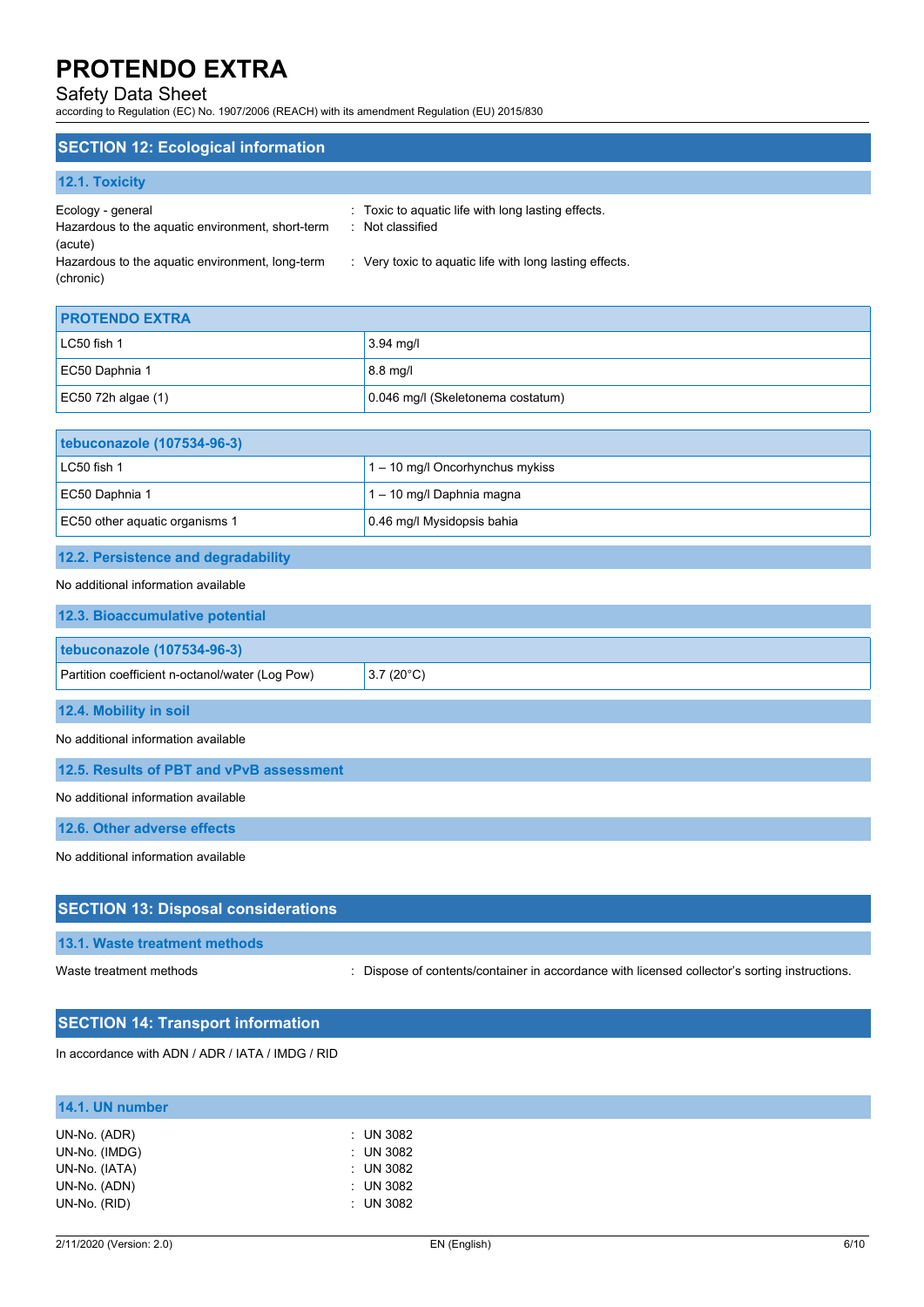## SECTION 12: Ecological information

### 12.1. Toxicity

| | |
|---|---|
| Ecology - general | : Toxic to aquatic life with long lasting effects. |
| Hazardous to the aquatic environment, short-term (acute) | : Not classified |
| Hazardous to the aquatic environment, long-term (chronic) | : Very toxic to aquatic life with long lasting effects. |

| PROTENDO EXTRA | |
|---|---|
| LC50 fish 1 | 3.94 mg/l |
| EC50 Daphnia 1 | 8.8 mg/l |
| EC50 72h algae (1) | 0.046 mg/l (Skeletonema costatum) |

| tebuconazole (107534-96-3) | |
|---|---|
| LC50 fish 1 | 1 – 10 mg/l Oncorhynchus mykiss |
| EC50 Daphnia 1 | 1 – 10 mg/l Daphnia magna |
| EC50 other aquatic organisms 1 | 0.46 mg/l Mysidopsis bahia |

### 12.2. Persistence and degradability

No additional information available

### 12.3. Bioaccumulative potential

| tebuconazole (107534-96-3) | |
|---|---|
| Partition coefficient n-octanol/water (Log Pow) | 3.7 (20°C) |

### 12.4. Mobility in soil

No additional information available

### 12.5. Results of PBT and vPvB assessment

No additional information available

### 12.6. Other adverse effects

No additional information available

## SECTION 13: Disposal considerations

### 13.1. Waste treatment methods

Waste treatment methods : Dispose of contents/container in accordance with licensed collector's sorting instructions.

## SECTION 14: Transport information

In accordance with ADN / ADR / IATA / IMDG / RID

### 14.1. UN number

| | |
|---|---|
| UN-No. (ADR) | : UN 3082 |
| UN-No. (IMDG) | : UN 3082 |
| UN-No. (IATA) | : UN 3082 |
| UN-No. (ADN) | : UN 3082 |
| UN-No. (RID) | : UN 3082 |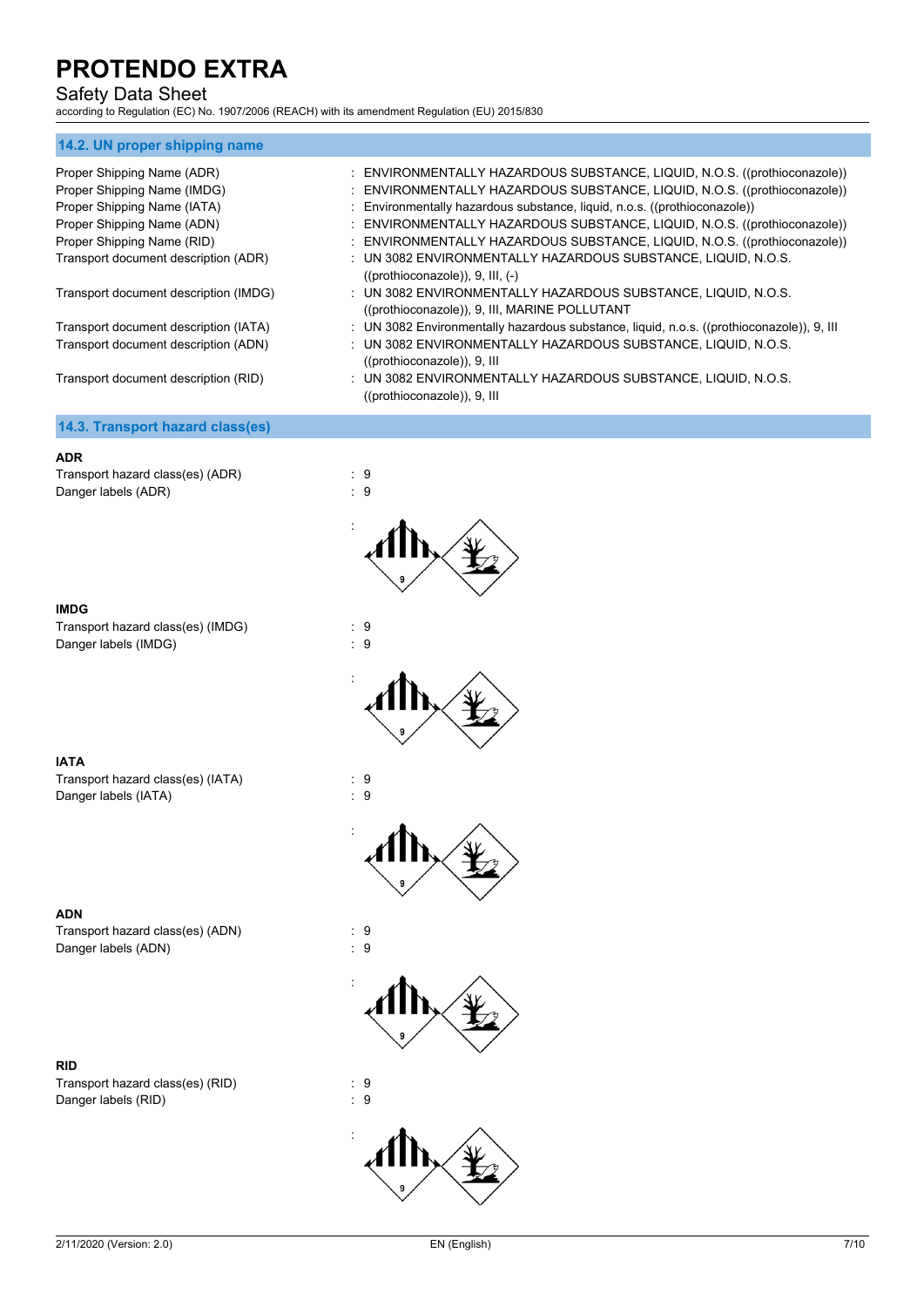## 14.2. UN proper shipping name

| | |
|---|---|
| Proper Shipping Name (ADR) | : ENVIRONMENTALLY HAZARDOUS SUBSTANCE, LIQUID, N.O.S. ((prothioconazole)) |
| Proper Shipping Name (IMDG) | : ENVIRONMENTALLY HAZARDOUS SUBSTANCE, LIQUID, N.O.S. ((prothioconazole)) |
| Proper Shipping Name (IATA) | : Environmentally hazardous substance, liquid, n.o.s. ((prothioconazole)) |
| Proper Shipping Name (ADN) | : ENVIRONMENTALLY HAZARDOUS SUBSTANCE, LIQUID, N.O.S. ((prothioconazole)) |
| Proper Shipping Name (RID) | : ENVIRONMENTALLY HAZARDOUS SUBSTANCE, LIQUID, N.O.S. ((prothioconazole)) |
| Transport document description (ADR) | : UN 3082 ENVIRONMENTALLY HAZARDOUS SUBSTANCE, LIQUID, N.O.S. ((prothioconazole)), 9, III, (-) |
| Transport document description (IMDG) | : UN 3082 ENVIRONMENTALLY HAZARDOUS SUBSTANCE, LIQUID, N.O.S. ((prothioconazole)), 9, III, MARINE POLLUTANT |
| Transport document description (IATA) | : UN 3082 Environmentally hazardous substance, liquid, n.o.s. ((prothioconazole)), 9, III |
| Transport document description (ADN) | : UN 3082 ENVIRONMENTALLY HAZARDOUS SUBSTANCE, LIQUID, N.O.S. ((prothioconazole)), 9, III |
| Transport document description (RID) | : UN 3082 ENVIRONMENTALLY HAZARDOUS SUBSTANCE, LIQUID, N.O.S. ((prothioconazole)), 9, III |

## 14.3. Transport hazard class(es)

**ADR**

Transport hazard class(es) (ADR) : 9

Danger labels (ADR) : 9

:

**IMDG**

Transport hazard class(es) (IMDG) : 9

Danger labels (IMDG) : 9

:

**IATA**

Transport hazard class(es) (IATA) : 9

Danger labels (IATA) : 9

:

**ADN**

Transport hazard class(es) (ADN) : 9

Danger labels (ADN) : 9

:

**RID**

Transport hazard class(es) (RID) : 9

Danger labels (RID) : 9

: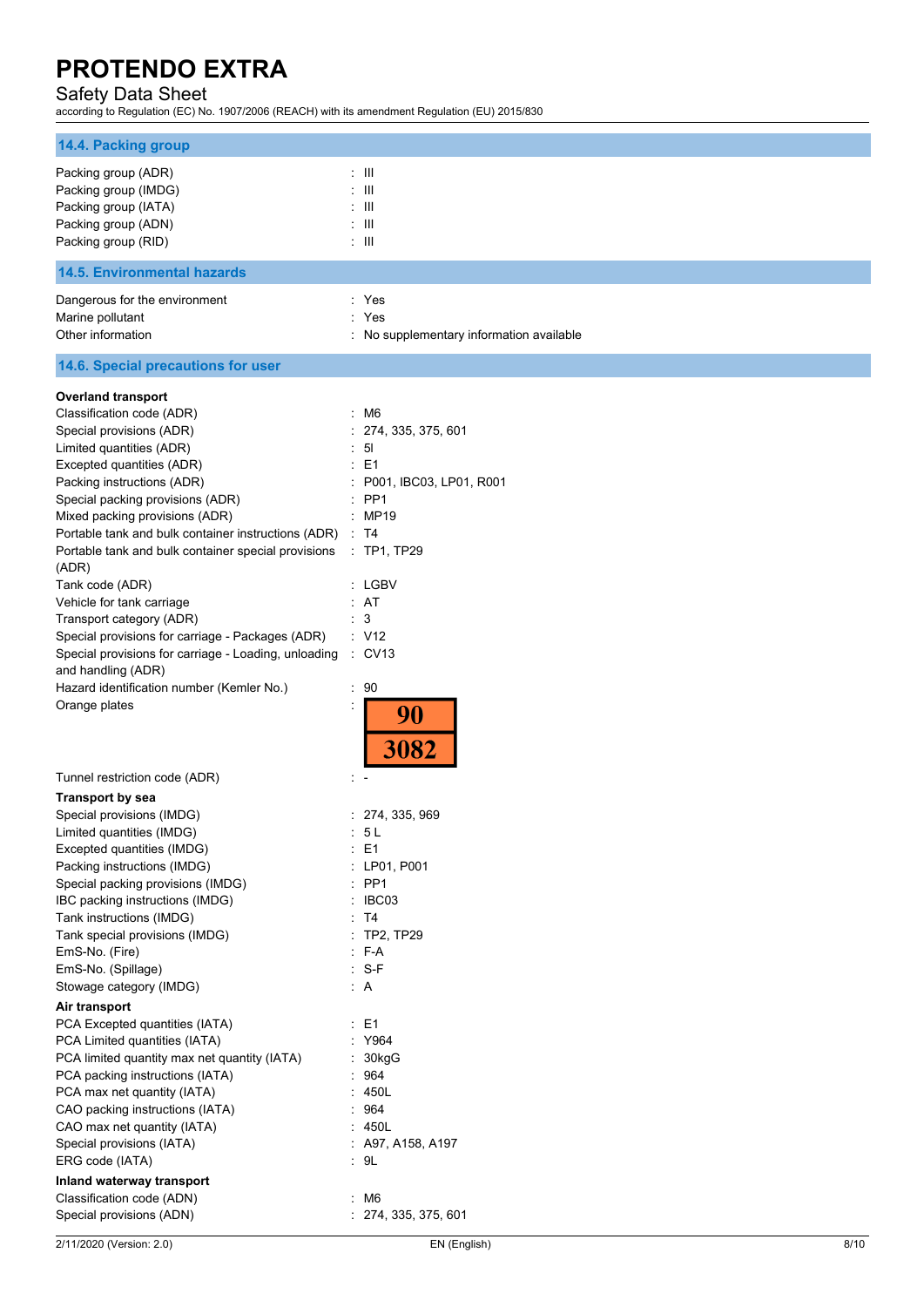## 14.4. Packing group

| | |
|---|---|
| Packing group (ADR) | : III |
| Packing group (IMDG) | : III |
| Packing group (IATA) | : III |
| Packing group (ADN) | : III |
| Packing group (RID) | : III |

## 14.5. Environmental hazards

| | |
|---|---|
| Dangerous for the environment | : Yes |
| Marine pollutant | : Yes |
| Other information | : No supplementary information available |

## 14.6. Special precautions for user

**Overland transport**

| | |
|---|---|
| Classification code (ADR) | : M6 |
| Special provisions (ADR) | : 274, 335, 375, 601 |
| Limited quantities (ADR) | : 5l |
| Excepted quantities (ADR) | : E1 |
| Packing instructions (ADR) | : P001, IBC03, LP01, R001 |
| Special packing provisions (ADR) | : PP1 |
| Mixed packing provisions (ADR) | : MP19 |
| Portable tank and bulk container instructions (ADR) | : T4 |
| Portable tank and bulk container special provisions (ADR) | : TP1, TP29 |
| Tank code (ADR) | : LGBV |
| Vehicle for tank carriage | : AT |
| Transport category (ADR) | : 3 |
| Special provisions for carriage - Packages (ADR) | : V12 |
| Special provisions for carriage - Loading, unloading and handling (ADR) | : CV13 |
| Hazard identification number (Kemler No.) | : 90 |
| Orange plates | : 90 / 3082 |
| Tunnel restriction code (ADR) | : - |

**Transport by sea**

| | |
|---|---|
| Special provisions (IMDG) | : 274, 335, 969 |
| Limited quantities (IMDG) | : 5 L |
| Excepted quantities (IMDG) | : E1 |
| Packing instructions (IMDG) | : LP01, P001 |
| Special packing provisions (IMDG) | : PP1 |
| IBC packing instructions (IMDG) | : IBC03 |
| Tank instructions (IMDG) | : T4 |
| Tank special provisions (IMDG) | : TP2, TP29 |
| EmS-No. (Fire) | : F-A |
| EmS-No. (Spillage) | : S-F |
| Stowage category (IMDG) | : A |

**Air transport**

| | |
|---|---|
| PCA Excepted quantities (IATA) | : E1 |
| PCA Limited quantities (IATA) | : Y964 |
| PCA limited quantity max net quantity (IATA) | : 30kgG |
| PCA packing instructions (IATA) | : 964 |
| PCA max net quantity (IATA) | : 450L |
| CAO packing instructions (IATA) | : 964 |
| CAO max net quantity (IATA) | : 450L |
| Special provisions (IATA) | : A97, A158, A197 |
| ERG code (IATA) | : 9L |

**Inland waterway transport**

| | |
|---|---|
| Classification code (ADN) | : M6 |
| Special provisions (ADN) | : 274, 335, 375, 601 |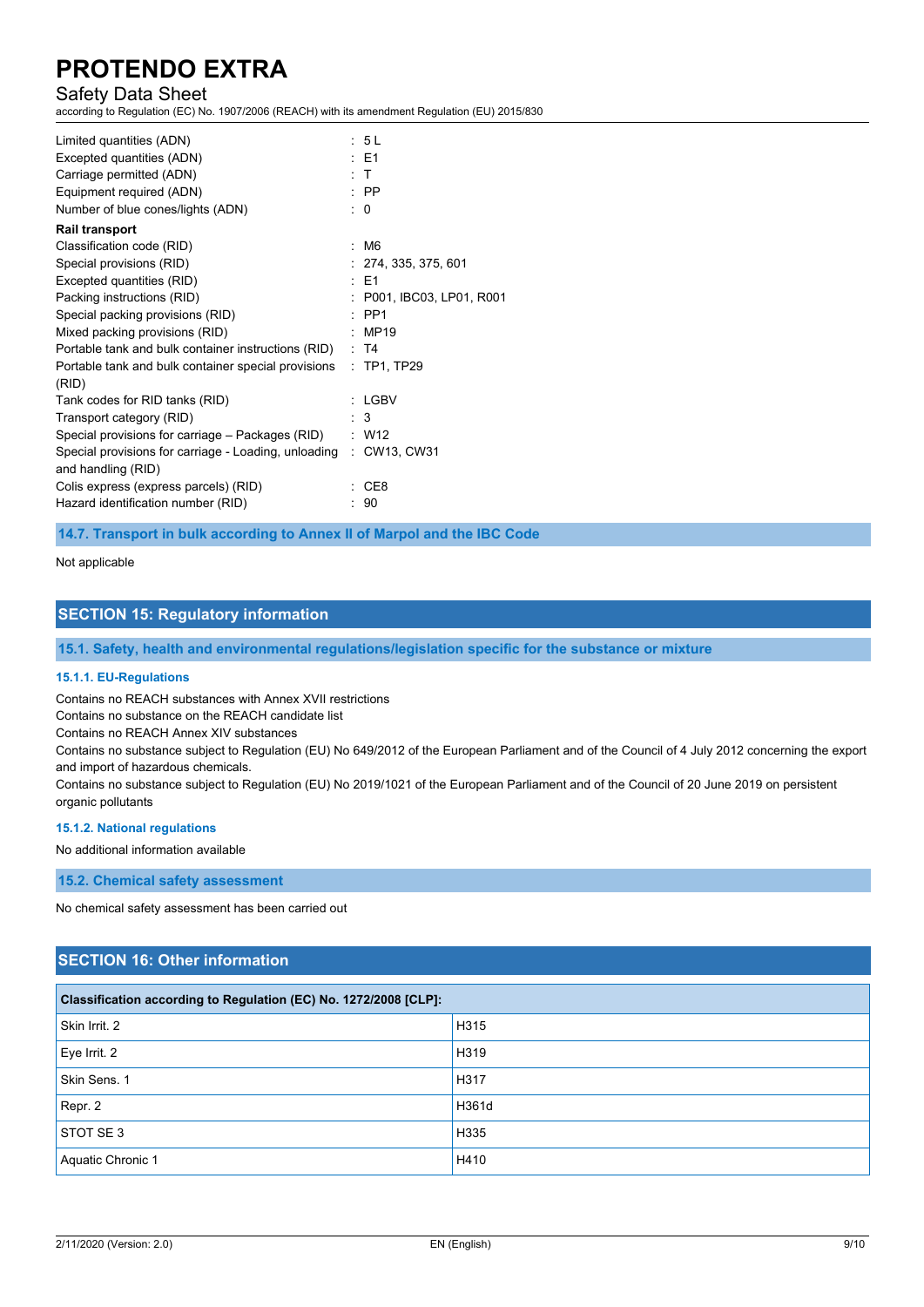| | |
|---|---|
| Limited quantities (ADN) | : 5 L |
| Excepted quantities (ADN) | : E1 |
| Carriage permitted (ADN) | : T |
| Equipment required (ADN) | : PP |
| Number of blue cones/lights (ADN) | : 0 |

**Rail transport**

| | |
|---|---|
| Classification code (RID) | : M6 |
| Special provisions (RID) | : 274, 335, 375, 601 |
| Excepted quantities (RID) | : E1 |
| Packing instructions (RID) | : P001, IBC03, LP01, R001 |
| Special packing provisions (RID) | : PP1 |
| Mixed packing provisions (RID) | : MP19 |
| Portable tank and bulk container instructions (RID) | : T4 |
| Portable tank and bulk container special provisions (RID) | : TP1, TP29 |
| Tank codes for RID tanks (RID) | : LGBV |
| Transport category (RID) | : 3 |
| Special provisions for carriage – Packages (RID) | : W12 |
| Special provisions for carriage - Loading, unloading and handling (RID) | : CW13, CW31 |
| Colis express (express parcels) (RID) | : CE8 |
| Hazard identification number (RID) | : 90 |

### 14.7. Transport in bulk according to Annex II of Marpol and the IBC Code

Not applicable

## SECTION 15: Regulatory information

### 15.1. Safety, health and environmental regulations/legislation specific for the substance or mixture

#### 15.1.1. EU-Regulations

Contains no REACH substances with Annex XVII restrictions
Contains no substance on the REACH candidate list
Contains no REACH Annex XIV substances
Contains no substance subject to Regulation (EU) No 649/2012 of the European Parliament and of the Council of 4 July 2012 concerning the export and import of hazardous chemicals.
Contains no substance subject to Regulation (EU) No 2019/1021 of the European Parliament and of the Council of 20 June 2019 on persistent organic pollutants

#### 15.1.2. National regulations

No additional information available

### 15.2. Chemical safety assessment

No chemical safety assessment has been carried out

## SECTION 16: Other information

| Classification according to Regulation (EC) No. 1272/2008 [CLP]: | |
|---|---|
| Skin Irrit. 2 | H315 |
| Eye Irrit. 2 | H319 |
| Skin Sens. 1 | H317 |
| Repr. 2 | H361d |
| STOT SE 3 | H335 |
| Aquatic Chronic 1 | H410 |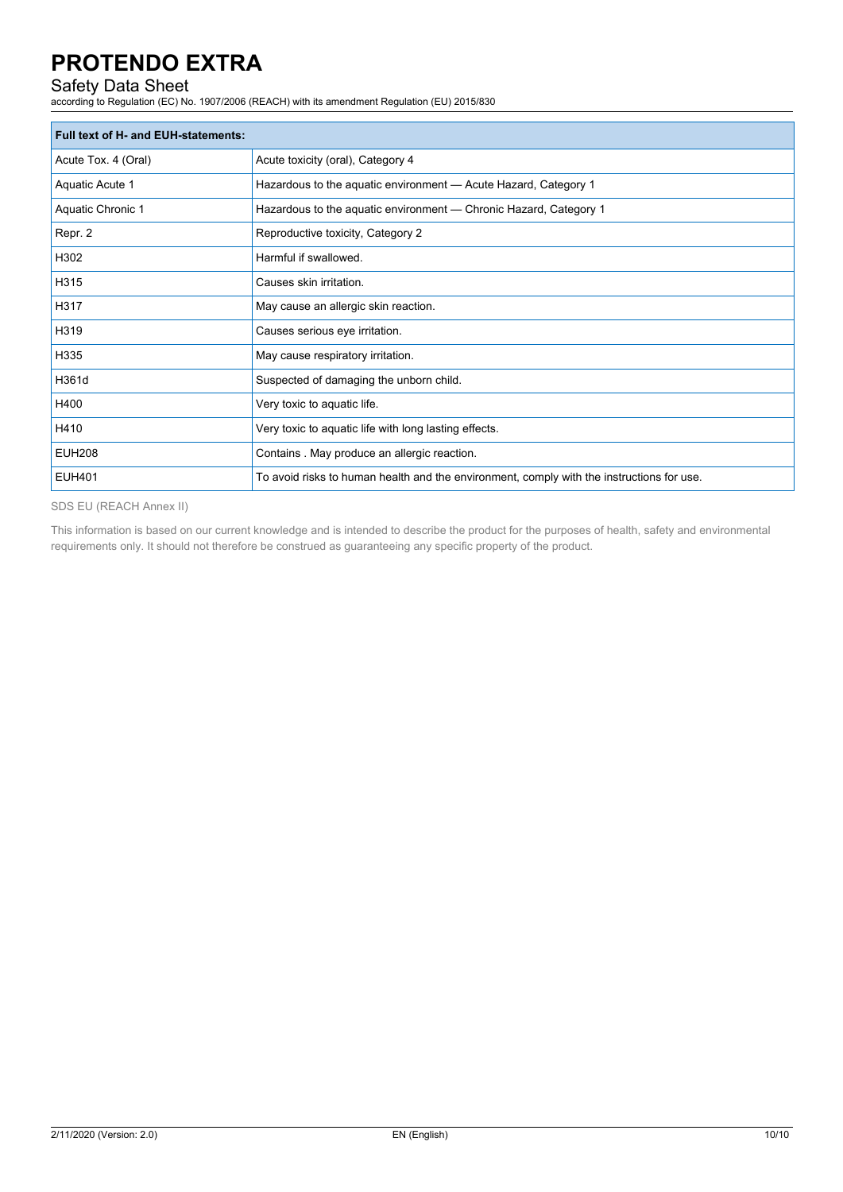| Full text of H- and EUH-statements: | |
|---|---|
| Acute Tox. 4 (Oral) | Acute toxicity (oral), Category 4 |
| Aquatic Acute 1 | Hazardous to the aquatic environment — Acute Hazard, Category 1 |
| Aquatic Chronic 1 | Hazardous to the aquatic environment — Chronic Hazard, Category 1 |
| Repr. 2 | Reproductive toxicity, Category 2 |
| H302 | Harmful if swallowed. |
| H315 | Causes skin irritation. |
| H317 | May cause an allergic skin reaction. |
| H319 | Causes serious eye irritation. |
| H335 | May cause respiratory irritation. |
| H361d | Suspected of damaging the unborn child. |
| H400 | Very toxic to aquatic life. |
| H410 | Very toxic to aquatic life with long lasting effects. |
| EUH208 | Contains . May produce an allergic reaction. |
| EUH401 | To avoid risks to human health and the environment, comply with the instructions for use. |

SDS EU (REACH Annex II)

This information is based on our current knowledge and is intended to describe the product for the purposes of health, safety and environmental requirements only. It should not therefore be construed as guaranteeing any specific property of the product.